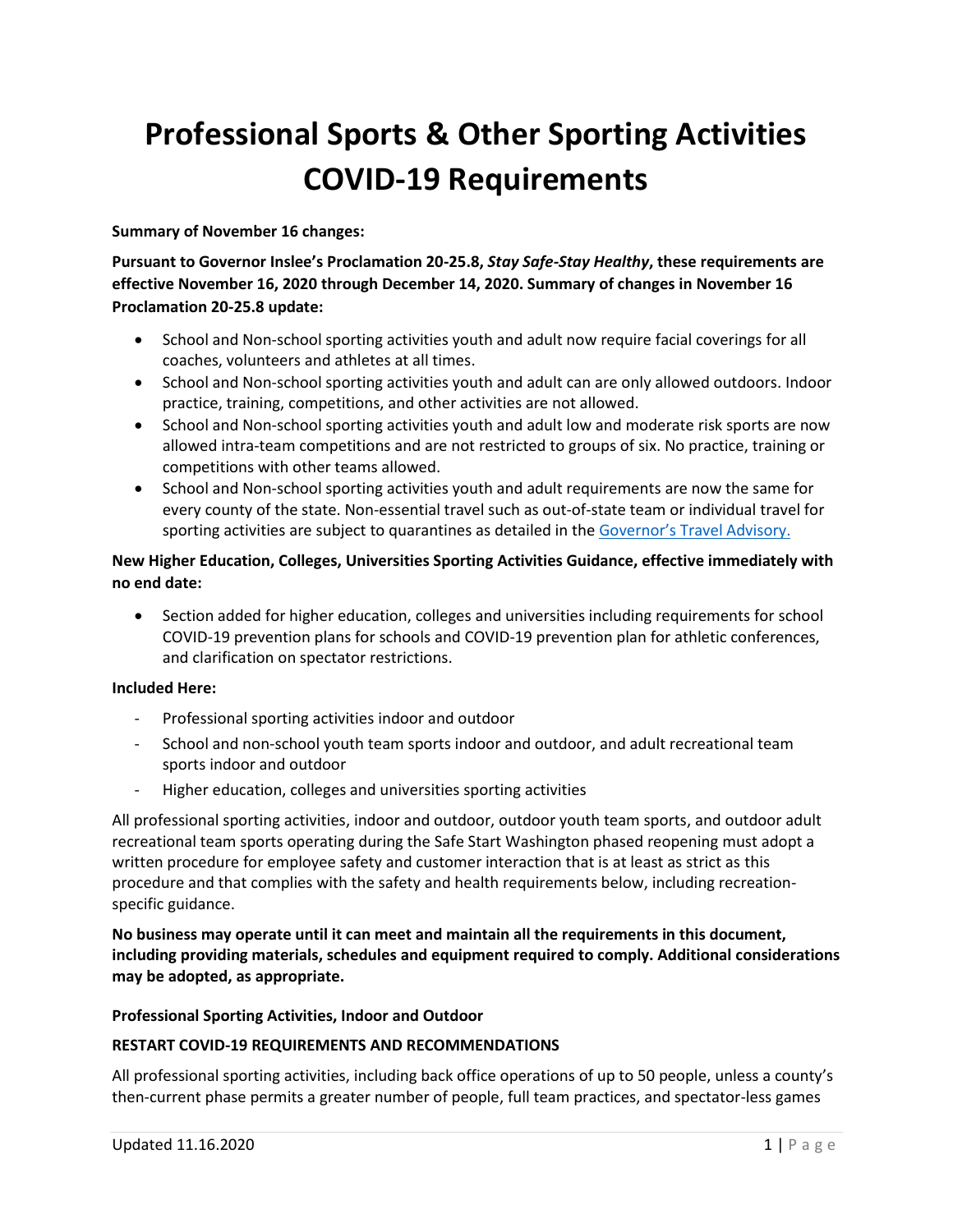# Professional Sports & Other Sporting Activities COVID-19 Requirements

**Summary of November 16 changes:**

**Pursuant to Governor Inslee's Proclamation 20-25.8, *Stay Safe-Stay Healthy*, these requirements are effective November 16, 2020 through December 14, 2020. Summary of changes in November 16 Proclamation 20-25.8 update:**

- School and Non-school sporting activities youth and adult now require facial coverings for all coaches, volunteers and athletes at all times.
- School and Non-school sporting activities youth and adult can are only allowed outdoors. Indoor practice, training, competitions, and other activities are not allowed.
- School and Non-school sporting activities youth and adult low and moderate risk sports are now allowed intra-team competitions and are not restricted to groups of six. No practice, training or competitions with other teams allowed.
- School and Non-school sporting activities youth and adult requirements are now the same for every county of the state. Non-essential travel such as out-of-state team or individual travel for sporting activities are subject to quarantines as detailed in the [Governor's Travel Advisory.](#)

**New Higher Education, Colleges, Universities Sporting Activities Guidance, effective immediately with no end date:**

- Section added for higher education, colleges and universities including requirements for school COVID-19 prevention plans for schools and COVID-19 prevention plan for athletic conferences, and clarification on spectator restrictions.

**Included Here:**

- Professional sporting activities indoor and outdoor
- School and non-school youth team sports indoor and outdoor, and adult recreational team sports indoor and outdoor
- Higher education, colleges and universities sporting activities

All professional sporting activities, indoor and outdoor, outdoor youth team sports, and outdoor adult recreational team sports operating during the Safe Start Washington phased reopening must adopt a written procedure for employee safety and customer interaction that is at least as strict as this procedure and that complies with the safety and health requirements below, including recreation-specific guidance.

**No business may operate until it can meet and maintain all the requirements in this document, including providing materials, schedules and equipment required to comply. Additional considerations may be adopted, as appropriate.**

**Professional Sporting Activities, Indoor and Outdoor**

**RESTART COVID-19 REQUIREMENTS AND RECOMMENDATIONS**

All professional sporting activities, including back office operations of up to 50 people, unless a county's then-current phase permits a greater number of people, full team practices, and spectator-less games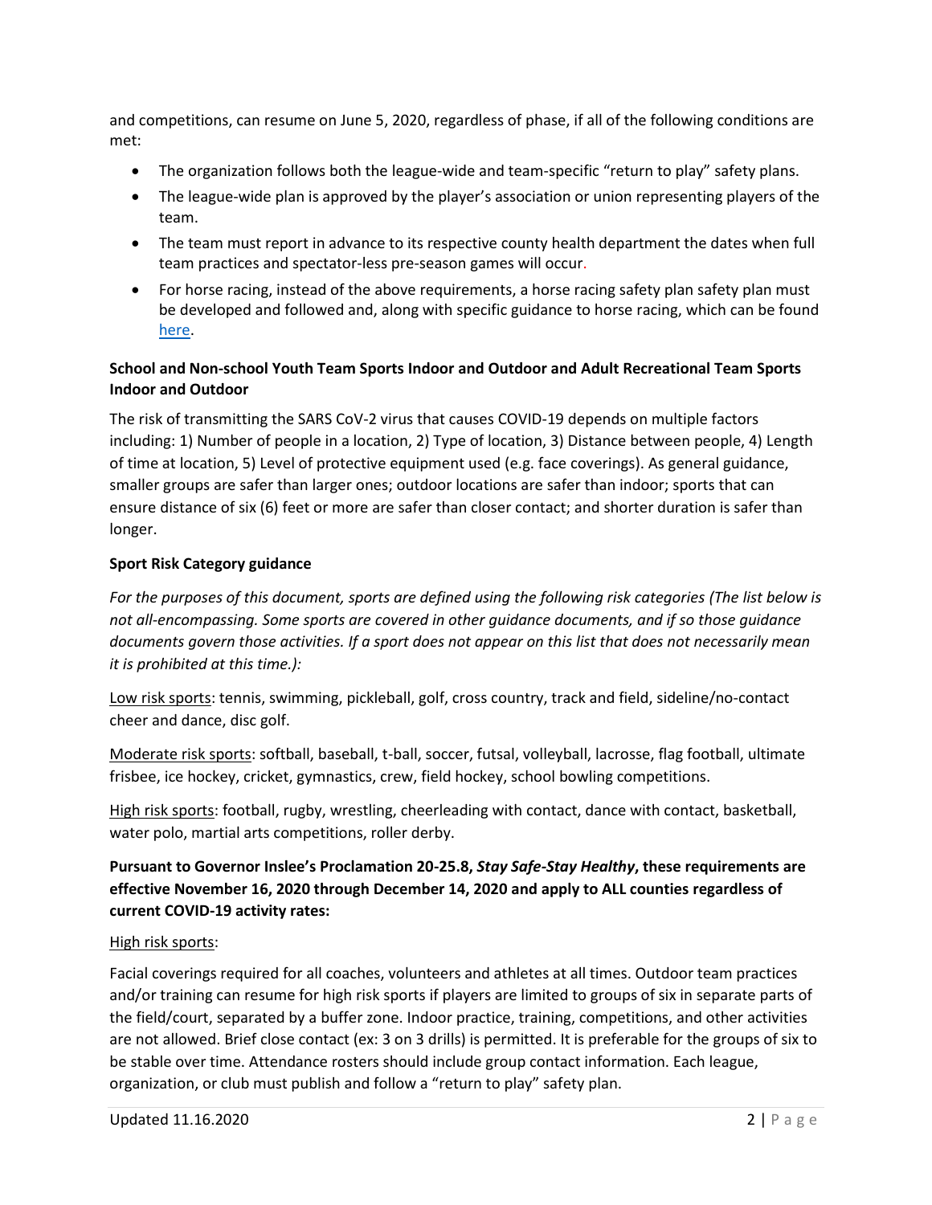and competitions, can resume on June 5, 2020, regardless of phase, if all of the following conditions are met:

- The organization follows both the league-wide and team-specific "return to play" safety plans.
- The league-wide plan is approved by the player's association or union representing players of the team.
- The team must report in advance to its respective county health department the dates when full team practices and spectator-less pre-season games will occur.
- For horse racing, instead of the above requirements, a horse racing safety plan safety plan must be developed and followed and, along with specific guidance to horse racing, which can be found here.

**School and Non-school Youth Team Sports Indoor and Outdoor and Adult Recreational Team Sports Indoor and Outdoor**

The risk of transmitting the SARS CoV-2 virus that causes COVID-19 depends on multiple factors including: 1) Number of people in a location, 2) Type of location, 3) Distance between people, 4) Length of time at location, 5) Level of protective equipment used (e.g. face coverings). As general guidance, smaller groups are safer than larger ones; outdoor locations are safer than indoor; sports that can ensure distance of six (6) feet or more are safer than closer contact; and shorter duration is safer than longer.

**Sport Risk Category guidance**

*For the purposes of this document, sports are defined using the following risk categories (The list below is not all-encompassing. Some sports are covered in other guidance documents, and if so those guidance documents govern those activities. If a sport does not appear on this list that does not necessarily mean it is prohibited at this time.):*

<u>Low risk sports</u>: tennis, swimming, pickleball, golf, cross country, track and field, sideline/no-contact cheer and dance, disc golf.

<u>Moderate risk sports</u>: softball, baseball, t-ball, soccer, futsal, volleyball, lacrosse, flag football, ultimate frisbee, ice hockey, cricket, gymnastics, crew, field hockey, school bowling competitions.

<u>High risk sports</u>: football, rugby, wrestling, cheerleading with contact, dance with contact, basketball, water polo, martial arts competitions, roller derby.

**Pursuant to Governor Inslee's Proclamation 20-25.8, *Stay Safe-Stay Healthy*, these requirements are effective November 16, 2020 through December 14, 2020 and apply to ALL counties regardless of current COVID-19 activity rates:**

<u>High risk sports</u>:

Facial coverings required for all coaches, volunteers and athletes at all times. Outdoor team practices and/or training can resume for high risk sports if players are limited to groups of six in separate parts of the field/court, separated by a buffer zone. Indoor practice, training, competitions, and other activities are not allowed. Brief close contact (ex: 3 on 3 drills) is permitted. It is preferable for the groups of six to be stable over time. Attendance rosters should include group contact information. Each league, organization, or club must publish and follow a "return to play" safety plan.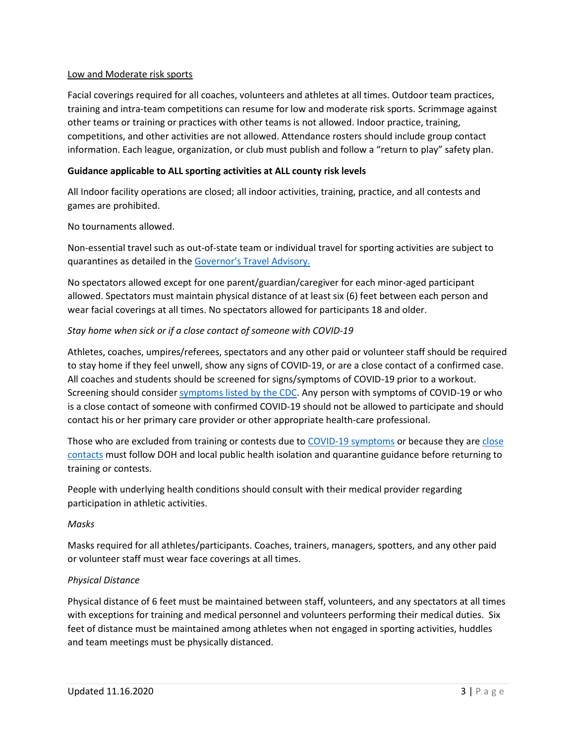Low and Moderate risk sports

Facial coverings required for all coaches, volunteers and athletes at all times. Outdoor team practices, training and intra-team competitions can resume for low and moderate risk sports. Scrimmage against other teams or training or practices with other teams is not allowed. Indoor practice, training, competitions, and other activities are not allowed. Attendance rosters should include group contact information. Each league, organization, or club must publish and follow a "return to play" safety plan.

**Guidance applicable to ALL sporting activities at ALL county risk levels**

All Indoor facility operations are closed; all indoor activities, training, practice, and all contests and games are prohibited.

No tournaments allowed.

Non-essential travel such as out-of-state team or individual travel for sporting activities are subject to quarantines as detailed in the Governor's Travel Advisory.

No spectators allowed except for one parent/guardian/caregiver for each minor-aged participant allowed. Spectators must maintain physical distance of at least six (6) feet between each person and wear facial coverings at all times. No spectators allowed for participants 18 and older.

*Stay home when sick or if a close contact of someone with COVID-19*

Athletes, coaches, umpires/referees, spectators and any other paid or volunteer staff should be required to stay home if they feel unwell, show any signs of COVID-19, or are a close contact of a confirmed case. All coaches and students should be screened for signs/symptoms of COVID-19 prior to a workout. Screening should consider symptoms listed by the CDC. Any person with symptoms of COVID-19 or who is a close contact of someone with confirmed COVID-19 should not be allowed to participate and should contact his or her primary care provider or other appropriate health-care professional.

Those who are excluded from training or contests due to COVID-19 symptoms or because they are close contacts must follow DOH and local public health isolation and quarantine guidance before returning to training or contests.

People with underlying health conditions should consult with their medical provider regarding participation in athletic activities.

*Masks*

Masks required for all athletes/participants. Coaches, trainers, managers, spotters, and any other paid or volunteer staff must wear face coverings at all times.

*Physical Distance*

Physical distance of 6 feet must be maintained between staff, volunteers, and any spectators at all times with exceptions for training and medical personnel and volunteers performing their medical duties. Six feet of distance must be maintained among athletes when not engaged in sporting activities, huddles and team meetings must be physically distanced.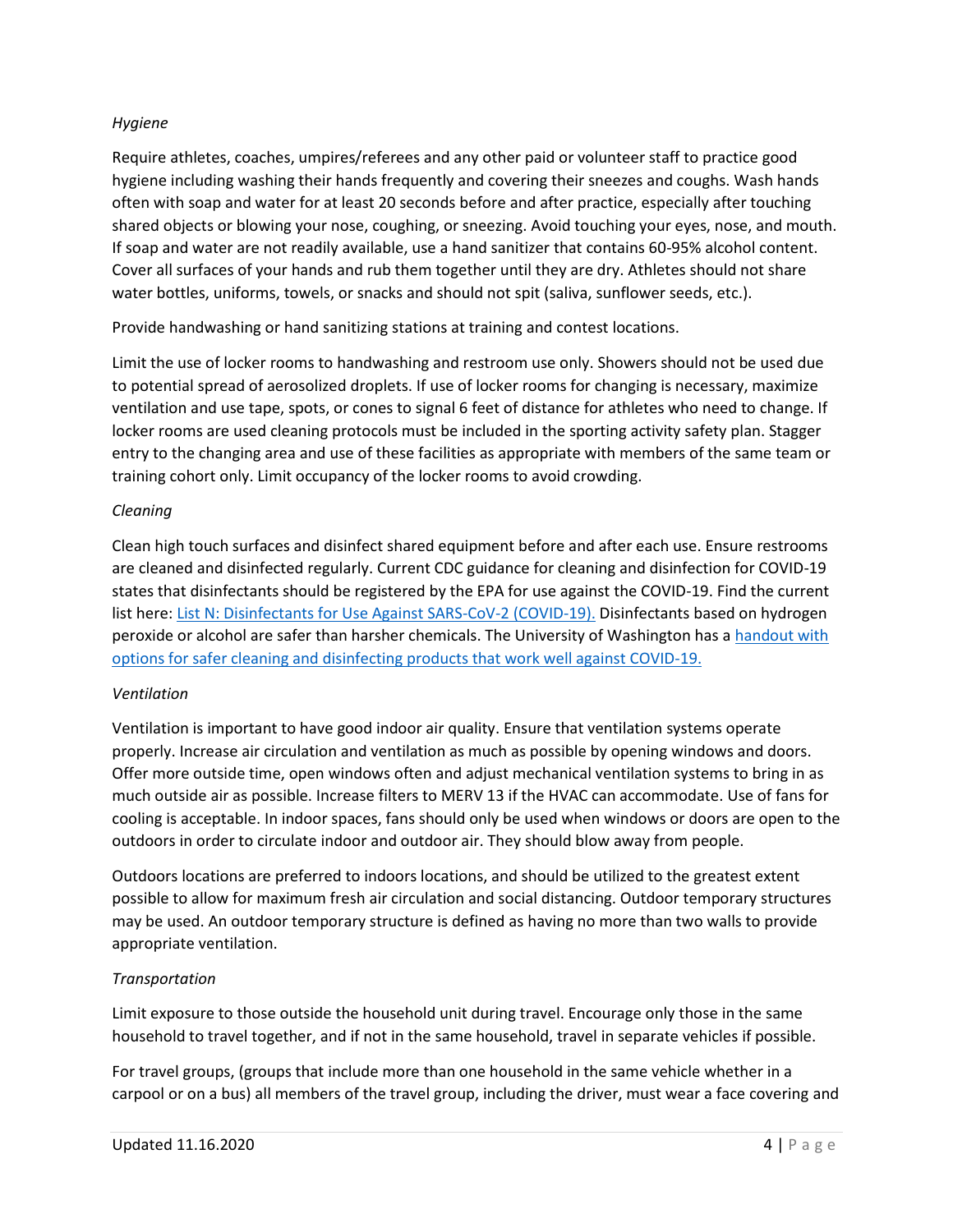*Hygiene*

Require athletes, coaches, umpires/referees and any other paid or volunteer staff to practice good hygiene including washing their hands frequently and covering their sneezes and coughs. Wash hands often with soap and water for at least 20 seconds before and after practice, especially after touching shared objects or blowing your nose, coughing, or sneezing. Avoid touching your eyes, nose, and mouth. If soap and water are not readily available, use a hand sanitizer that contains 60-95% alcohol content. Cover all surfaces of your hands and rub them together until they are dry. Athletes should not share water bottles, uniforms, towels, or snacks and should not spit (saliva, sunflower seeds, etc.).

Provide handwashing or hand sanitizing stations at training and contest locations.

Limit the use of locker rooms to handwashing and restroom use only. Showers should not be used due to potential spread of aerosolized droplets. If use of locker rooms for changing is necessary, maximize ventilation and use tape, spots, or cones to signal 6 feet of distance for athletes who need to change. If locker rooms are used cleaning protocols must be included in the sporting activity safety plan. Stagger entry to the changing area and use of these facilities as appropriate with members of the same team or training cohort only. Limit occupancy of the locker rooms to avoid crowding.

*Cleaning*

Clean high touch surfaces and disinfect shared equipment before and after each use. Ensure restrooms are cleaned and disinfected regularly. Current CDC guidance for cleaning and disinfection for COVID-19 states that disinfectants should be registered by the EPA for use against the COVID-19. Find the current list here: List N: Disinfectants for Use Against SARS-CoV-2 (COVID-19). Disinfectants based on hydrogen peroxide or alcohol are safer than harsher chemicals. The University of Washington has a handout with options for safer cleaning and disinfecting products that work well against COVID-19.

*Ventilation*

Ventilation is important to have good indoor air quality. Ensure that ventilation systems operate properly. Increase air circulation and ventilation as much as possible by opening windows and doors. Offer more outside time, open windows often and adjust mechanical ventilation systems to bring in as much outside air as possible. Increase filters to MERV 13 if the HVAC can accommodate. Use of fans for cooling is acceptable. In indoor spaces, fans should only be used when windows or doors are open to the outdoors in order to circulate indoor and outdoor air. They should blow away from people.

Outdoors locations are preferred to indoors locations, and should be utilized to the greatest extent possible to allow for maximum fresh air circulation and social distancing. Outdoor temporary structures may be used. An outdoor temporary structure is defined as having no more than two walls to provide appropriate ventilation.

*Transportation*

Limit exposure to those outside the household unit during travel. Encourage only those in the same household to travel together, and if not in the same household, travel in separate vehicles if possible.

For travel groups, (groups that include more than one household in the same vehicle whether in a carpool or on a bus) all members of the travel group, including the driver, must wear a face covering and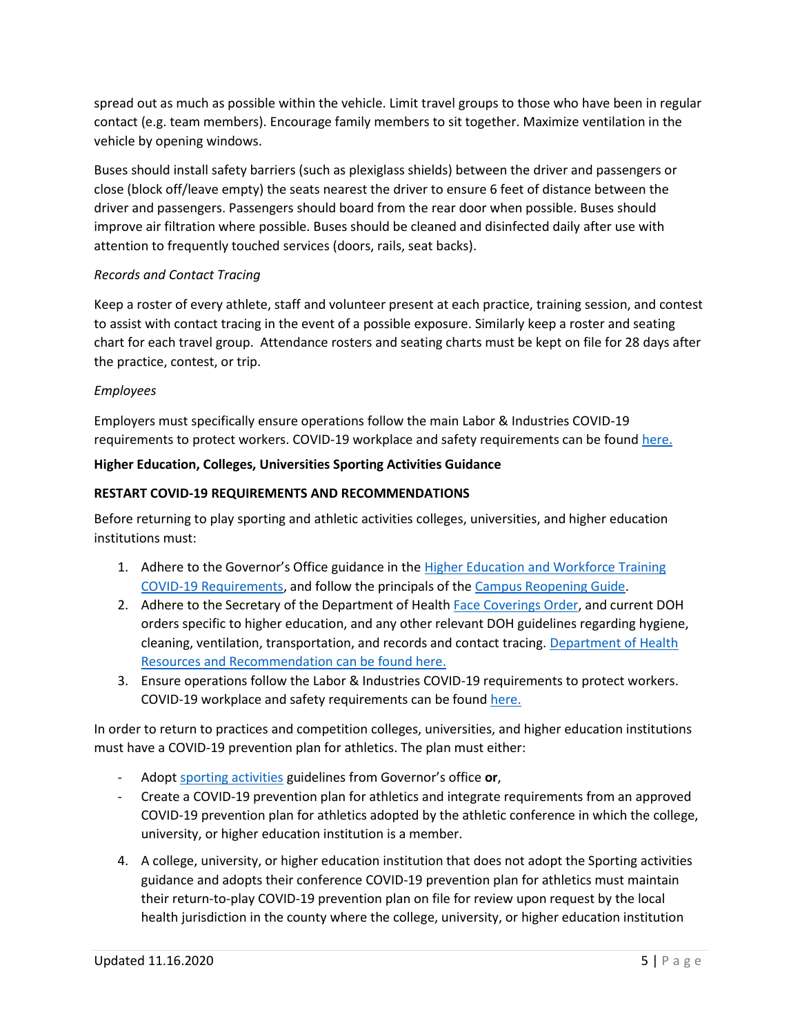spread out as much as possible within the vehicle. Limit travel groups to those who have been in regular contact (e.g. team members). Encourage family members to sit together. Maximize ventilation in the vehicle by opening windows.

Buses should install safety barriers (such as plexiglass shields) between the driver and passengers or close (block off/leave empty) the seats nearest the driver to ensure 6 feet of distance between the driver and passengers. Passengers should board from the rear door when possible. Buses should improve air filtration where possible. Buses should be cleaned and disinfected daily after use with attention to frequently touched services (doors, rails, seat backs).

*Records and Contact Tracing*

Keep a roster of every athlete, staff and volunteer present at each practice, training session, and contest to assist with contact tracing in the event of a possible exposure. Similarly keep a roster and seating chart for each travel group. Attendance rosters and seating charts must be kept on file for 28 days after the practice, contest, or trip.

*Employees*

Employers must specifically ensure operations follow the main Labor & Industries COVID-19 requirements to protect workers. COVID-19 workplace and safety requirements can be found here.

**Higher Education, Colleges, Universities Sporting Activities Guidance**

**RESTART COVID-19 REQUIREMENTS AND RECOMMENDATIONS**

Before returning to play sporting and athletic activities colleges, universities, and higher education institutions must:

1. Adhere to the Governor's Office guidance in the Higher Education and Workforce Training COVID-19 Requirements, and follow the principals of the Campus Reopening Guide.
2. Adhere to the Secretary of the Department of Health Face Coverings Order, and current DOH orders specific to higher education, and any other relevant DOH guidelines regarding hygiene, cleaning, ventilation, transportation, and records and contact tracing. Department of Health Resources and Recommendation can be found here.
3. Ensure operations follow the Labor & Industries COVID-19 requirements to protect workers. COVID-19 workplace and safety requirements can be found here.

In order to return to practices and competition colleges, universities, and higher education institutions must have a COVID-19 prevention plan for athletics. The plan must either:

- Adopt sporting activities guidelines from Governor's office **or**,
- Create a COVID-19 prevention plan for athletics and integrate requirements from an approved COVID-19 prevention plan for athletics adopted by the athletic conference in which the college, university, or higher education institution is a member.

4. A college, university, or higher education institution that does not adopt the Sporting activities guidance and adopts their conference COVID-19 prevention plan for athletics must maintain their return-to-play COVID-19 prevention plan on file for review upon request by the local health jurisdiction in the county where the college, university, or higher education institution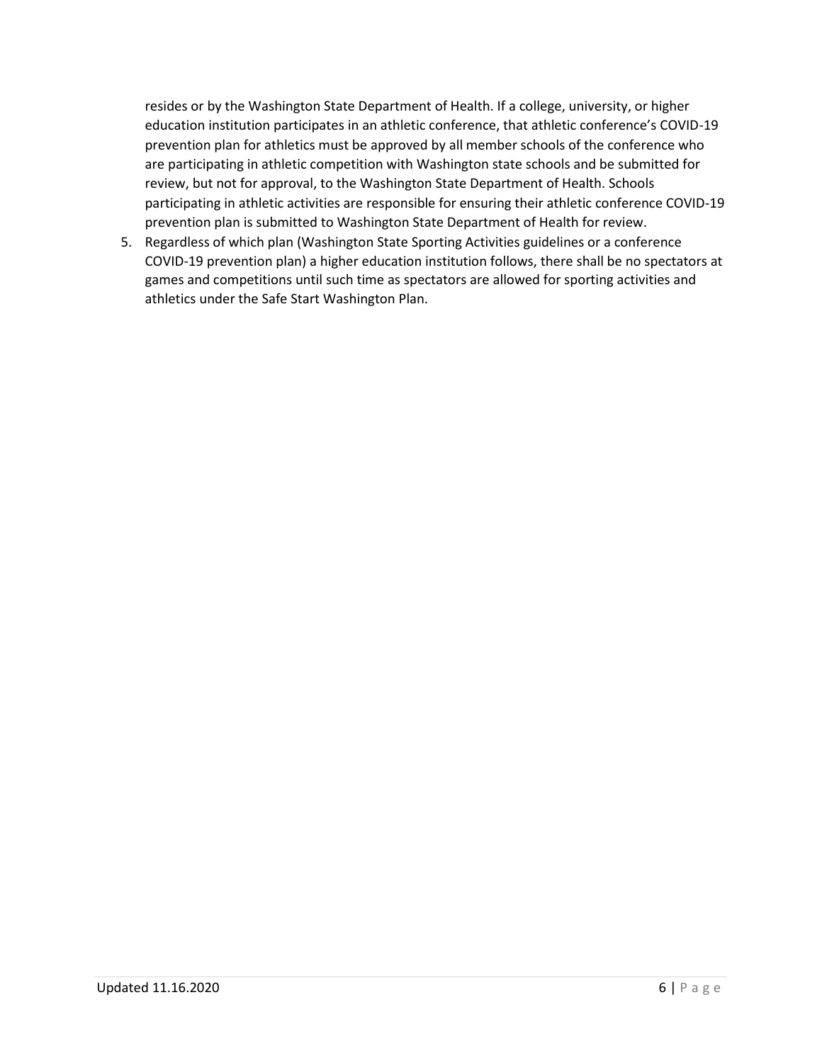resides or by the Washington State Department of Health. If a college, university, or higher education institution participates in an athletic conference, that athletic conference's COVID-19 prevention plan for athletics must be approved by all member schools of the conference who are participating in athletic competition with Washington state schools and be submitted for review, but not for approval, to the Washington State Department of Health. Schools participating in athletic activities are responsible for ensuring their athletic conference COVID-19 prevention plan is submitted to Washington State Department of Health for review.

5. Regardless of which plan (Washington State Sporting Activities guidelines or a conference COVID-19 prevention plan) a higher education institution follows, there shall be no spectators at games and competitions until such time as spectators are allowed for sporting activities and athletics under the Safe Start Washington Plan.